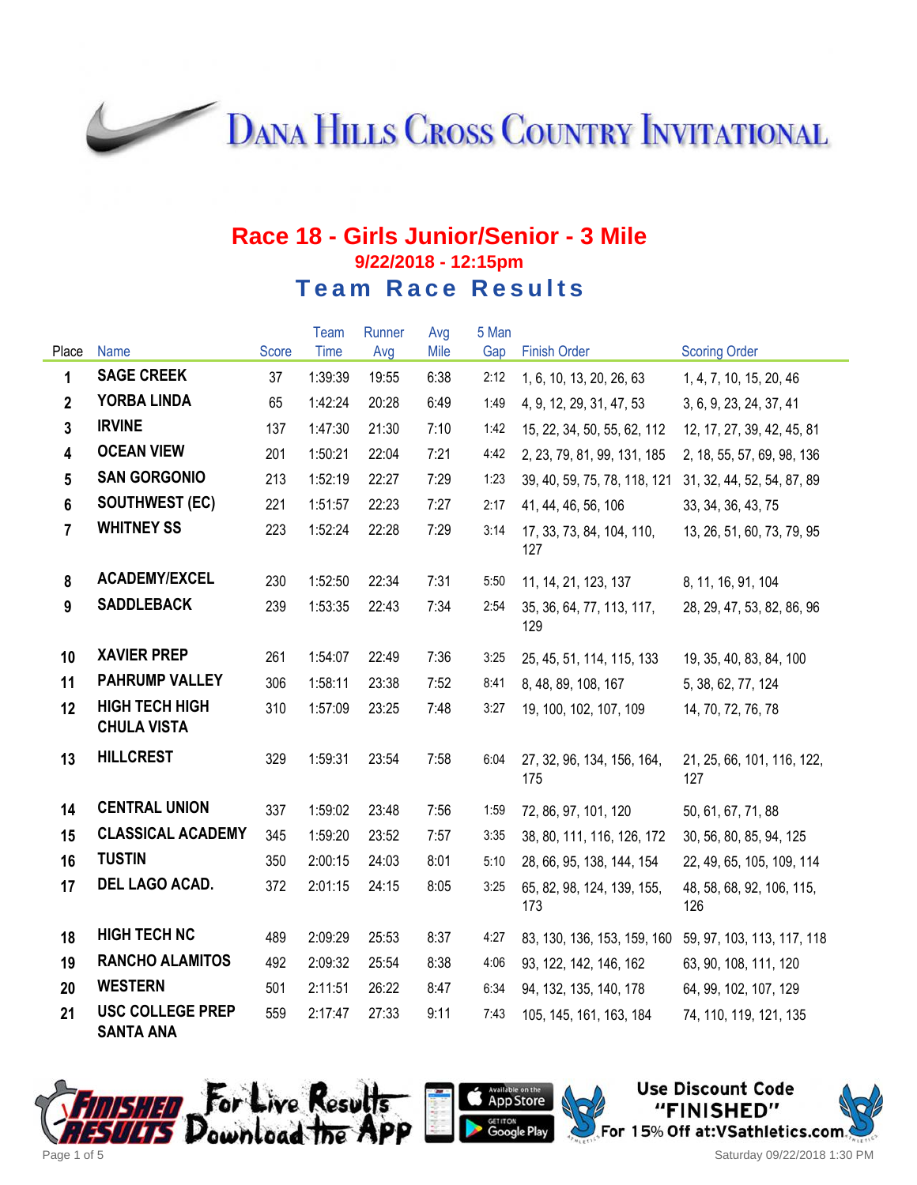# Dana Hills Cross Country Invitational

## Race 18 - Girls Junior/Senior - 3 Mile

**9/22/2018 - 12:15pm**

### Team Race Results

| Place | Name | Score | Team Time | Runner Avg | Avg Mile | 5 Man Gap | Finish Order | Scoring Order |
|---|---|---|---|---|---|---|---|---|
| 1 | SAGE CREEK | 37 | 1:39:39 | 19:55 | 6:38 | 2:12 | 1, 6, 10, 13, 20, 26, 63 | 1, 4, 7, 10, 15, 20, 46 |
| 2 | YORBA LINDA | 65 | 1:42:24 | 20:28 | 6:49 | 1:49 | 4, 9, 12, 29, 31, 47, 53 | 3, 6, 9, 23, 24, 37, 41 |
| 3 | IRVINE | 137 | 1:47:30 | 21:30 | 7:10 | 1:42 | 15, 22, 34, 50, 55, 62, 112 | 12, 17, 27, 39, 42, 45, 81 |
| 4 | OCEAN VIEW | 201 | 1:50:21 | 22:04 | 7:21 | 4:42 | 2, 23, 79, 81, 99, 131, 185 | 2, 18, 55, 57, 69, 98, 136 |
| 5 | SAN GORGONIO | 213 | 1:52:19 | 22:27 | 7:29 | 1:23 | 39, 40, 59, 75, 78, 118, 121 | 31, 32, 44, 52, 54, 87, 89 |
| 6 | SOUTHWEST (EC) | 221 | 1:51:57 | 22:23 | 7:27 | 2:17 | 41, 44, 46, 56, 106 | 33, 34, 36, 43, 75 |
| 7 | WHITNEY SS | 223 | 1:52:24 | 22:28 | 7:29 | 3:14 | 17, 33, 73, 84, 104, 110, 127 | 13, 26, 51, 60, 73, 79, 95 |
| 8 | ACADEMY/EXCEL | 230 | 1:52:50 | 22:34 | 7:31 | 5:50 | 11, 14, 21, 123, 137 | 8, 11, 16, 91, 104 |
| 9 | SADDLEBACK | 239 | 1:53:35 | 22:43 | 7:34 | 2:54 | 35, 36, 64, 77, 113, 117, 129 | 28, 29, 47, 53, 82, 86, 96 |
| 10 | XAVIER PREP | 261 | 1:54:07 | 22:49 | 7:36 | 3:25 | 25, 45, 51, 114, 115, 133 | 19, 35, 40, 83, 84, 100 |
| 11 | PAHRUMP VALLEY | 306 | 1:58:11 | 23:38 | 7:52 | 8:41 | 8, 48, 89, 108, 167 | 5, 38, 62, 77, 124 |
| 12 | HIGH TECH HIGH CHULA VISTA | 310 | 1:57:09 | 23:25 | 7:48 | 3:27 | 19, 100, 102, 107, 109 | 14, 70, 72, 76, 78 |
| 13 | HILLCREST | 329 | 1:59:31 | 23:54 | 7:58 | 6:04 | 27, 32, 96, 134, 156, 164, 175 | 21, 25, 66, 101, 116, 122, 127 |
| 14 | CENTRAL UNION | 337 | 1:59:02 | 23:48 | 7:56 | 1:59 | 72, 86, 97, 101, 120 | 50, 61, 67, 71, 88 |
| 15 | CLASSICAL ACADEMY | 345 | 1:59:20 | 23:52 | 7:57 | 3:35 | 38, 80, 111, 116, 126, 172 | 30, 56, 80, 85, 94, 125 |
| 16 | TUSTIN | 350 | 2:00:15 | 24:03 | 8:01 | 5:10 | 28, 66, 95, 138, 144, 154 | 22, 49, 65, 105, 109, 114 |
| 17 | DEL LAGO ACAD. | 372 | 2:01:15 | 24:15 | 8:05 | 3:25 | 65, 82, 98, 124, 139, 155, 173 | 48, 58, 68, 92, 106, 115, 126 |
| 18 | HIGH TECH NC | 489 | 2:09:29 | 25:53 | 8:37 | 4:27 | 83, 130, 136, 153, 159, 160 | 59, 97, 103, 113, 117, 118 |
| 19 | RANCHO ALAMITOS | 492 | 2:09:32 | 25:54 | 8:38 | 4:06 | 93, 122, 142, 146, 162 | 63, 90, 108, 111, 120 |
| 20 | WESTERN | 501 | 2:11:51 | 26:22 | 8:47 | 6:34 | 94, 132, 135, 140, 178 | 64, 99, 102, 107, 129 |
| 21 | USC COLLEGE PREP SANTA ANA | 559 | 2:17:47 | 27:33 | 9:11 | 7:43 | 105, 145, 161, 163, 184 | 74, 110, 119, 121, 135 |

For Live Results Download the App

Use Discount Code "FINISHED" For 15% Off at:VSathletics.com

Saturday 09/22/2018 1:30 PM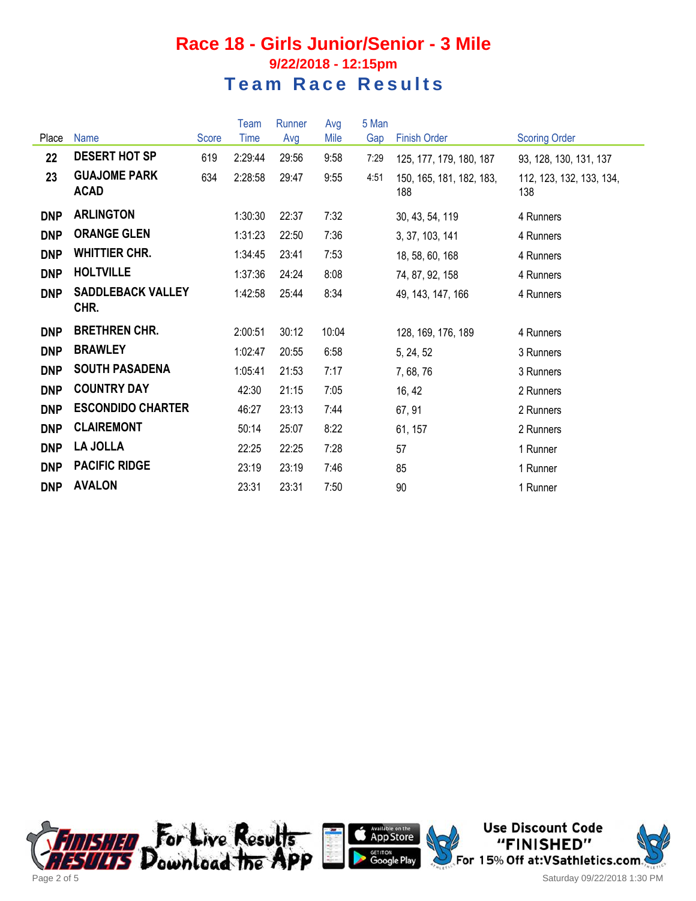# Race 18 - Girls Junior/Senior - 3 Mile

## 9/22/2018 - 12:15pm

## Team Race Results

| Place | Name | Score | Team Time | Runner Avg | Avg Mile | 5 Man Gap | Finish Order | Scoring Order |
|---|---|---|---|---|---|---|---|---|
| 22 | DESERT HOT SP | 619 | 2:29:44 | 29:56 | 9:58 | 7:29 | 125, 177, 179, 180, 187 | 93, 128, 130, 131, 137 |
| 23 | GUAJOME PARK ACAD | 634 | 2:28:58 | 29:47 | 9:55 | 4:51 | 150, 165, 181, 182, 183, 188 | 112, 123, 132, 133, 134, 138 |
| DNP | ARLINGTON | | 1:30:30 | 22:37 | 7:32 | | 30, 43, 54, 119 | 4 Runners |
| DNP | ORANGE GLEN | | 1:31:23 | 22:50 | 7:36 | | 3, 37, 103, 141 | 4 Runners |
| DNP | WHITTIER CHR. | | 1:34:45 | 23:41 | 7:53 | | 18, 58, 60, 168 | 4 Runners |
| DNP | HOLTVILLE | | 1:37:36 | 24:24 | 8:08 | | 74, 87, 92, 158 | 4 Runners |
| DNP | SADDLEBACK VALLEY CHR. | | 1:42:58 | 25:44 | 8:34 | | 49, 143, 147, 166 | 4 Runners |
| DNP | BRETHREN CHR. | | 2:00:51 | 30:12 | 10:04 | | 128, 169, 176, 189 | 4 Runners |
| DNP | BRAWLEY | | 1:02:47 | 20:55 | 6:58 | | 5, 24, 52 | 3 Runners |
| DNP | SOUTH PASADENA | | 1:05:41 | 21:53 | 7:17 | | 7, 68, 76 | 3 Runners |
| DNP | COUNTRY DAY | | 42:30 | 21:15 | 7:05 | | 16, 42 | 2 Runners |
| DNP | ESCONDIDO CHARTER | | 46:27 | 23:13 | 7:44 | | 67, 91 | 2 Runners |
| DNP | CLAIREMONT | | 50:14 | 25:07 | 8:22 | | 61, 157 | 2 Runners |
| DNP | LA JOLLA | | 22:25 | 22:25 | 7:28 | | 57 | 1 Runner |
| DNP | PACIFIC RIDGE | | 23:19 | 23:19 | 7:46 | | 85 | 1 Runner |
| DNP | AVALON | | 23:31 | 23:31 | 7:50 | | 90 | 1 Runner |

Finished Results — For Live Results Download the App — Available on the App Store / Get it on Google Play

Use Discount Code "FINISHED" For 15% Off at:VSathletics.com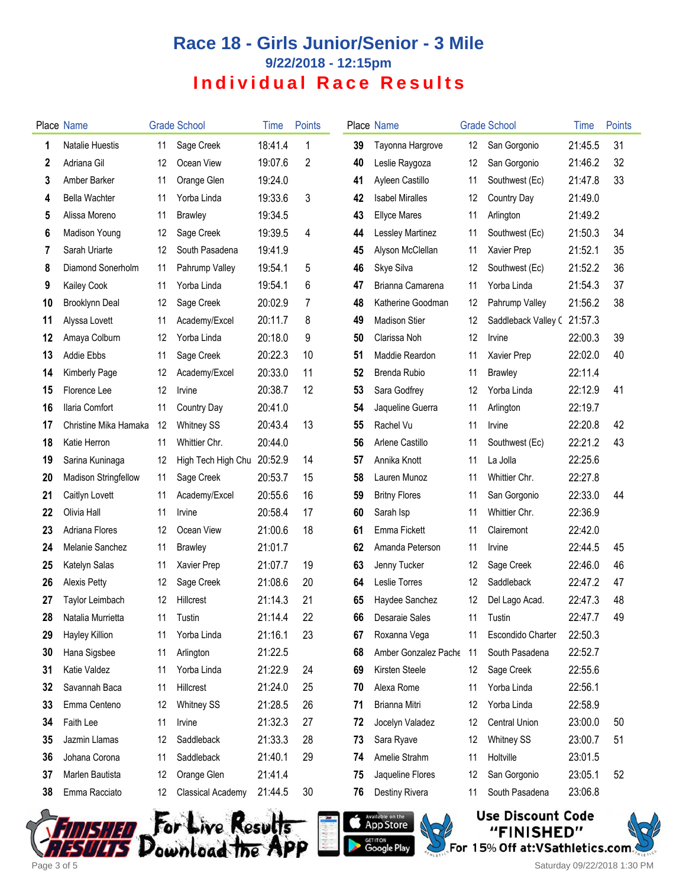# Race 18 - Girls Junior/Senior - 3 Mile

### 9/22/2018 - 12:15pm

## Individual Race Results

| Place | Name | Grade | School | Time | Points |
|---|---|---|---|---|---|
| 1 | Natalie Huestis | 11 | Sage Creek | 18:41.4 | 1 |
| 2 | Adriana Gil | 12 | Ocean View | 19:07.6 | 2 |
| 3 | Amber Barker | 11 | Orange Glen | 19:24.0 | |
| 4 | Bella Wachter | 11 | Yorba Linda | 19:33.6 | 3 |
| 5 | Alissa Moreno | 11 | Brawley | 19:34.5 | |
| 6 | Madison Young | 12 | Sage Creek | 19:39.5 | 4 |
| 7 | Sarah Uriarte | 12 | South Pasadena | 19:41.9 | |
| 8 | Diamond Sonerholm | 11 | Pahrump Valley | 19:54.1 | 5 |
| 9 | Kailey Cook | 11 | Yorba Linda | 19:54.1 | 6 |
| 10 | Brooklynn Deal | 12 | Sage Creek | 20:02.9 | 7 |
| 11 | Alyssa Lovett | 11 | Academy/Excel | 20:11.7 | 8 |
| 12 | Amaya Colburn | 12 | Yorba Linda | 20:18.0 | 9 |
| 13 | Addie Ebbs | 11 | Sage Creek | 20:22.3 | 10 |
| 14 | Kimberly Page | 12 | Academy/Excel | 20:33.0 | 11 |
| 15 | Florence Lee | 12 | Irvine | 20:38.7 | 12 |
| 16 | Ilaria Comfort | 11 | Country Day | 20:41.0 | |
| 17 | Christine Mika Hamaka | 12 | Whitney SS | 20:43.4 | 13 |
| 18 | Katie Herron | 11 | Whittier Chr. | 20:44.0 | |
| 19 | Sarina Kuninaga | 12 | High Tech High Chu | 20:52.9 | 14 |
| 20 | Madison Stringfellow | 11 | Sage Creek | 20:53.7 | 15 |
| 21 | Caitlyn Lovett | 11 | Academy/Excel | 20:55.6 | 16 |
| 22 | Olivia Hall | 11 | Irvine | 20:58.4 | 17 |
| 23 | Adriana Flores | 12 | Ocean View | 21:00.6 | 18 |
| 24 | Melanie Sanchez | 11 | Brawley | 21:01.7 | |
| 25 | Katelyn Salas | 11 | Xavier Prep | 21:07.7 | 19 |
| 26 | Alexis Petty | 12 | Sage Creek | 21:08.6 | 20 |
| 27 | Taylor Leimbach | 12 | Hillcrest | 21:14.3 | 21 |
| 28 | Natalia Murrietta | 11 | Tustin | 21:14.4 | 22 |
| 29 | Hayley Killion | 11 | Yorba Linda | 21:16.1 | 23 |
| 30 | Hana Sigsbee | 11 | Arlington | 21:22.5 | |
| 31 | Katie Valdez | 11 | Yorba Linda | 21:22.9 | 24 |
| 32 | Savannah Baca | 11 | Hillcrest | 21:24.0 | 25 |
| 33 | Emma Centeno | 12 | Whitney SS | 21:28.5 | 26 |
| 34 | Faith Lee | 11 | Irvine | 21:32.3 | 27 |
| 35 | Jazmin Llamas | 12 | Saddleback | 21:33.3 | 28 |
| 36 | Johana Corona | 11 | Saddleback | 21:40.1 | 29 |
| 37 | Marlen Bautista | 12 | Orange Glen | 21:41.4 | |
| 38 | Emma Racciato | 12 | Classical Academy | 21:44.5 | 30 |
| 39 | Tayonna Hargrove | 12 | San Gorgonio | 21:45.5 | 31 |
| 40 | Leslie Raygoza | 12 | San Gorgonio | 21:46.2 | 32 |
| 41 | Ayleen Castillo | 11 | Southwest (Ec) | 21:47.8 | 33 |
| 42 | Isabel Miralles | 12 | Country Day | 21:49.0 | |
| 43 | Ellyce Mares | 11 | Arlington | 21:49.2 | |
| 44 | Lessley Martinez | 11 | Southwest (Ec) | 21:50.3 | 34 |
| 45 | Alyson McClellan | 11 | Xavier Prep | 21:52.1 | 35 |
| 46 | Skye Silva | 12 | Southwest (Ec) | 21:52.2 | 36 |
| 47 | Brianna Camarena | 11 | Yorba Linda | 21:54.3 | 37 |
| 48 | Katherine Goodman | 12 | Pahrump Valley | 21:56.2 | 38 |
| 49 | Madison Stier | 12 | Saddleback Valley C | 21:57.3 | |
| 50 | Clarissa Noh | 12 | Irvine | 22:00.3 | 39 |
| 51 | Maddie Reardon | 11 | Xavier Prep | 22:02.0 | 40 |
| 52 | Brenda Rubio | 11 | Brawley | 22:11.4 | |
| 53 | Sara Godfrey | 12 | Yorba Linda | 22:12.9 | 41 |
| 54 | Jaqueline Guerra | 11 | Arlington | 22:19.7 | |
| 55 | Rachel Vu | 11 | Irvine | 22:20.8 | 42 |
| 56 | Arlene Castillo | 11 | Southwest (Ec) | 22:21.2 | 43 |
| 57 | Annika Knott | 11 | La Jolla | 22:25.6 | |
| 58 | Lauren Munoz | 11 | Whittier Chr. | 22:27.8 | |
| 59 | Britny Flores | 11 | San Gorgonio | 22:33.0 | 44 |
| 60 | Sarah Isp | 11 | Whittier Chr. | 22:36.9 | |
| 61 | Emma Fickett | 11 | Clairemont | 22:42.0 | |
| 62 | Amanda Peterson | 11 | Irvine | 22:44.5 | 45 |
| 63 | Jenny Tucker | 12 | Sage Creek | 22:46.0 | 46 |
| 64 | Leslie Torres | 12 | Saddleback | 22:47.2 | 47 |
| 65 | Haydee Sanchez | 12 | Del Lago Acad. | 22:47.3 | 48 |
| 66 | Desaraie Sales | 11 | Tustin | 22:47.7 | 49 |
| 67 | Roxanna Vega | 11 | Escondido Charter | 22:50.3 | |
| 68 | Amber Gonzalez Pache | 11 | South Pasadena | 22:52.7 | |
| 69 | Kirsten Steele | 12 | Sage Creek | 22:55.6 | |
| 70 | Alexa Rome | 11 | Yorba Linda | 22:56.1 | |
| 71 | Brianna Mitri | 12 | Yorba Linda | 22:58.9 | |
| 72 | Jocelyn Valadez | 12 | Central Union | 23:00.0 | 50 |
| 73 | Sara Ryave | 12 | Whitney SS | 23:00.7 | 51 |
| 74 | Amelie Strahm | 11 | Holtville | 23:01.5 | |
| 75 | Jaqueline Flores | 12 | San Gorgonio | 23:05.1 | 52 |
| 76 | Destiny Rivera | 11 | South Pasadena | 23:06.8 | |

For Live Results Download the App

Use Discount Code "FINISHED" For 15% Off at:VSathletics.com

Saturday 09/22/2018 1:30 PM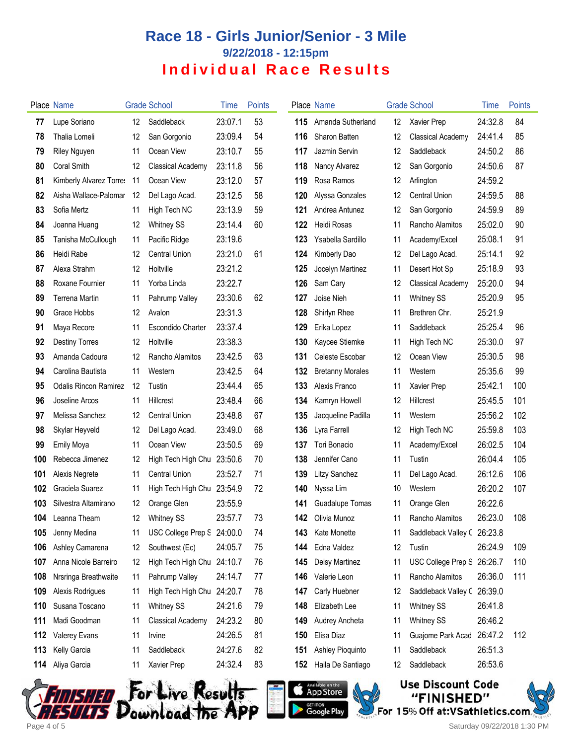# Race 18 - Girls Junior/Senior - 3 Mile

### 9/22/2018 - 12:15pm

## Individual Race Results

| Place | Name | Grade | School | Time | Points |
|---|---|---|---|---|---|
| 77 | Lupe Soriano | 12 | Saddleback | 23:07.1 | 53 |
| 78 | Thalia Lomeli | 12 | San Gorgonio | 23:09.4 | 54 |
| 79 | Riley Nguyen | 11 | Ocean View | 23:10.7 | 55 |
| 80 | Coral Smith | 12 | Classical Academy | 23:11.8 | 56 |
| 81 | Kimberly Alvarez Torres | 11 | Ocean View | 23:12.0 | 57 |
| 82 | Aisha Wallace-Palomar | 12 | Del Lago Acad. | 23:12.5 | 58 |
| 83 | Sofia Mertz | 11 | High Tech NC | 23:13.9 | 59 |
| 84 | Joanna Huang | 12 | Whitney SS | 23:14.4 | 60 |
| 85 | Tanisha McCullough | 11 | Pacific Ridge | 23:19.6 | |
| 86 | Heidi Rabe | 12 | Central Union | 23:21.0 | 61 |
| 87 | Alexa Strahm | 12 | Holtville | 23:21.2 | |
| 88 | Roxane Fournier | 11 | Yorba Linda | 23:22.7 | |
| 89 | Terrena Martin | 11 | Pahrump Valley | 23:30.6 | 62 |
| 90 | Grace Hobbs | 12 | Avalon | 23:31.3 | |
| 91 | Maya Recore | 11 | Escondido Charter | 23:37.4 | |
| 92 | Destiny Torres | 12 | Holtville | 23:38.3 | |
| 93 | Amanda Cadoura | 12 | Rancho Alamitos | 23:42.5 | 63 |
| 94 | Carolina Bautista | 11 | Western | 23:42.5 | 64 |
| 95 | Odalis Rincon Ramirez | 12 | Tustin | 23:44.4 | 65 |
| 96 | Joseline Arcos | 11 | Hillcrest | 23:48.4 | 66 |
| 97 | Melissa Sanchez | 12 | Central Union | 23:48.8 | 67 |
| 98 | Skylar Heyveld | 12 | Del Lago Acad. | 23:49.0 | 68 |
| 99 | Emily Moya | 11 | Ocean View | 23:50.5 | 69 |
| 100 | Rebecca Jimenez | 12 | High Tech High Chu | 23:50.6 | 70 |
| 101 | Alexis Negrete | 11 | Central Union | 23:52.7 | 71 |
| 102 | Graciela Suarez | 11 | High Tech High Chu | 23:54.9 | 72 |
| 103 | Silvestra Altamirano | 12 | Orange Glen | 23:55.9 | |
| 104 | Leanna Theam | 12 | Whitney SS | 23:57.7 | 73 |
| 105 | Jenny Medina | 11 | USC College Prep S | 24:00.0 | 74 |
| 106 | Ashley Camarena | 12 | Southwest (Ec) | 24:05.7 | 75 |
| 107 | Anna Nicole Barreiro | 12 | High Tech High Chu | 24:10.7 | 76 |
| 108 | Nrsringa Breathwaite | 11 | Pahrump Valley | 24:14.7 | 77 |
| 109 | Alexis Rodrigues | 11 | High Tech High Chu | 24:20.7 | 78 |
| 110 | Susana Toscano | 11 | Whitney SS | 24:21.6 | 79 |
| 111 | Madi Goodman | 11 | Classical Academy | 24:23.2 | 80 |
| 112 | Valerey Evans | 11 | Irvine | 24:26.5 | 81 |
| 113 | Kelly Garcia | 11 | Saddleback | 24:27.6 | 82 |
| 114 | Aliya Garcia | 11 | Xavier Prep | 24:32.4 | 83 |
| 115 | Amanda Sutherland | 12 | Xavier Prep | 24:32.8 | 84 |
| 116 | Sharon Batten | 12 | Classical Academy | 24:41.4 | 85 |
| 117 | Jazmin Servin | 12 | Saddleback | 24:50.2 | 86 |
| 118 | Nancy Alvarez | 12 | San Gorgonio | 24:50.6 | 87 |
| 119 | Rosa Ramos | 12 | Arlington | 24:59.2 | |
| 120 | Alyssa Gonzales | 12 | Central Union | 24:59.5 | 88 |
| 121 | Andrea Antunez | 12 | San Gorgonio | 24:59.9 | 89 |
| 122 | Heidi Rosas | 11 | Rancho Alamitos | 25:02.0 | 90 |
| 123 | Ysabella Sardillo | 11 | Academy/Excel | 25:08.1 | 91 |
| 124 | Kimberly Dao | 12 | Del Lago Acad. | 25:14.1 | 92 |
| 125 | Jocelyn Martinez | 11 | Desert Hot Sp | 25:18.9 | 93 |
| 126 | Sam Cary | 12 | Classical Academy | 25:20.0 | 94 |
| 127 | Joise Nieh | 11 | Whitney SS | 25:20.9 | 95 |
| 128 | Shirlyn Rhee | 11 | Brethren Chr. | 25:21.9 | |
| 129 | Erika Lopez | 11 | Saddleback | 25:25.4 | 96 |
| 130 | Kaycee Stiemke | 11 | High Tech NC | 25:30.0 | 97 |
| 131 | Celeste Escobar | 12 | Ocean View | 25:30.5 | 98 |
| 132 | Bretanny Morales | 11 | Western | 25:35.6 | 99 |
| 133 | Alexis Franco | 11 | Xavier Prep | 25:42.1 | 100 |
| 134 | Kamryn Howell | 12 | Hillcrest | 25:45.5 | 101 |
| 135 | Jacqueline Padilla | 11 | Western | 25:56.2 | 102 |
| 136 | Lyra Farrell | 12 | High Tech NC | 25:59.8 | 103 |
| 137 | Tori Bonacio | 11 | Academy/Excel | 26:02.5 | 104 |
| 138 | Jennifer Cano | 11 | Tustin | 26:04.4 | 105 |
| 139 | Litzy Sanchez | 11 | Del Lago Acad. | 26:12.6 | 106 |
| 140 | Nyssa Lim | 10 | Western | 26:20.2 | 107 |
| 141 | Guadalupe Tomas | 11 | Orange Glen | 26:22.6 | |
| 142 | Olivia Munoz | 11 | Rancho Alamitos | 26:23.0 | 108 |
| 143 | Kate Monette | 11 | Saddleback Valley C | 26:23.8 | |
| 144 | Edna Valdez | 12 | Tustin | 26:24.9 | 109 |
| 145 | Deisy Martinez | 11 | USC College Prep S | 26:26.7 | 110 |
| 146 | Valerie Leon | 11 | Rancho Alamitos | 26:36.0 | 111 |
| 147 | Carly Huebner | 12 | Saddleback Valley C | 26:39.0 | |
| 148 | Elizabeth Lee | 11 | Whitney SS | 26:41.8 | |
| 149 | Audrey Ancheta | 11 | Whitney SS | 26:46.2 | |
| 150 | Elisa Diaz | 11 | Guajome Park Acad | 26:47.2 | 112 |
| 151 | Ashley Pioquinto | 11 | Saddleback | 26:51.3 | |
| 152 | Haila De Santiago | 12 | Saddleback | 26:53.6 | |

Finished Results — For Live Results Download the APP — Available on the App Store / Get it on Google Play

Use Discount Code "FINISHED" For 15% Off at: VSathletics.com

Saturday 09/22/2018 1:30 PM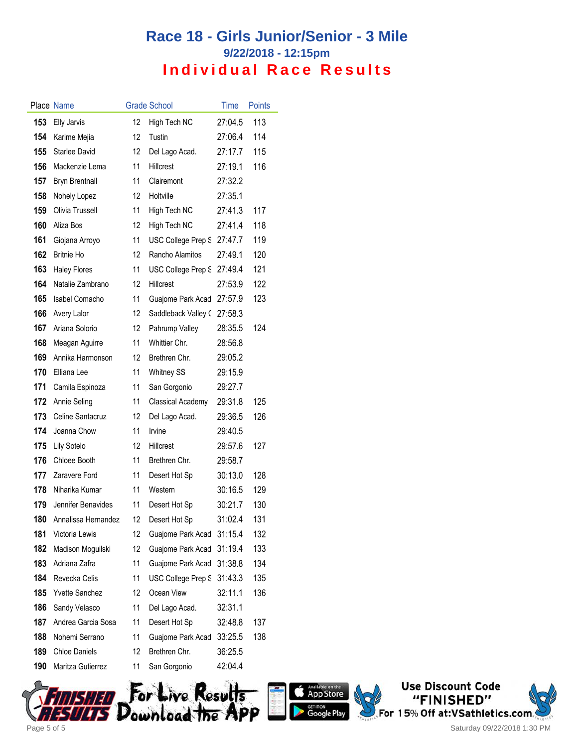# Race 18 - Girls Junior/Senior - 3 Mile

## 9/22/2018 - 12:15pm

## Individual Race Results

| Place | Name | Grade | School | Time | Points |
|---|---|---|---|---|---|
| 153 | Elly Jarvis | 12 | High Tech NC | 27:04.5 | 113 |
| 154 | Karime Mejia | 12 | Tustin | 27:06.4 | 114 |
| 155 | Starlee David | 12 | Del Lago Acad. | 27:17.7 | 115 |
| 156 | Mackenzie Lema | 11 | Hillcrest | 27:19.1 | 116 |
| 157 | Bryn Brentnall | 11 | Clairemont | 27:32.2 | |
| 158 | Nohely Lopez | 12 | Holtville | 27:35.1 | |
| 159 | Olivia Trussell | 11 | High Tech NC | 27:41.3 | 117 |
| 160 | Aliza Bos | 12 | High Tech NC | 27:41.4 | 118 |
| 161 | Giojana Arroyo | 11 | USC College Prep S | 27:47.7 | 119 |
| 162 | Britnie Ho | 12 | Rancho Alamitos | 27:49.1 | 120 |
| 163 | Haley Flores | 11 | USC College Prep S | 27:49.4 | 121 |
| 164 | Natalie Zambrano | 12 | Hillcrest | 27:53.9 | 122 |
| 165 | Isabel Comacho | 11 | Guajome Park Acad | 27:57.9 | 123 |
| 166 | Avery Lalor | 12 | Saddleback Valley C | 27:58.3 | |
| 167 | Ariana Solorio | 12 | Pahrump Valley | 28:35.5 | 124 |
| 168 | Meagan Aguirre | 11 | Whittier Chr. | 28:56.8 | |
| 169 | Annika Harmonson | 12 | Brethren Chr. | 29:05.2 | |
| 170 | Elliana Lee | 11 | Whitney SS | 29:15.9 | |
| 171 | Camila Espinoza | 11 | San Gorgonio | 29:27.7 | |
| 172 | Annie Seling | 11 | Classical Academy | 29:31.8 | 125 |
| 173 | Celine Santacruz | 12 | Del Lago Acad. | 29:36.5 | 126 |
| 174 | Joanna Chow | 11 | Irvine | 29:40.5 | |
| 175 | Lily Sotelo | 12 | Hillcrest | 29:57.6 | 127 |
| 176 | Chloee Booth | 11 | Brethren Chr. | 29:58.7 | |
| 177 | Zaravere Ford | 11 | Desert Hot Sp | 30:13.0 | 128 |
| 178 | Niharika Kumar | 11 | Western | 30:16.5 | 129 |
| 179 | Jennifer Benavides | 11 | Desert Hot Sp | 30:21.7 | 130 |
| 180 | Annalissa Hernandez | 12 | Desert Hot Sp | 31:02.4 | 131 |
| 181 | Victoria Lewis | 12 | Guajome Park Acad | 31:15.4 | 132 |
| 182 | Madison Moguilski | 12 | Guajome Park Acad | 31:19.4 | 133 |
| 183 | Adriana Zafra | 11 | Guajome Park Acad | 31:38.8 | 134 |
| 184 | Revecka Celis | 11 | USC College Prep S | 31:43.3 | 135 |
| 185 | Yvette Sanchez | 12 | Ocean View | 32:11.1 | 136 |
| 186 | Sandy Velasco | 11 | Del Lago Acad. | 32:31.1 | |
| 187 | Andrea Garcia Sosa | 11 | Desert Hot Sp | 32:48.8 | 137 |
| 188 | Nohemi Serrano | 11 | Guajome Park Acad | 33:25.5 | 138 |
| 189 | Chloe Daniels | 12 | Brethren Chr. | 36:25.5 | |
| 190 | Maritza Gutierrez | 11 | San Gorgonio | 42:04.4 | |

For Live Results Download the App

Use Discount Code "FINISHED" For 15% Off at:VSathletics.com

Saturday 09/22/2018 1:30 PM